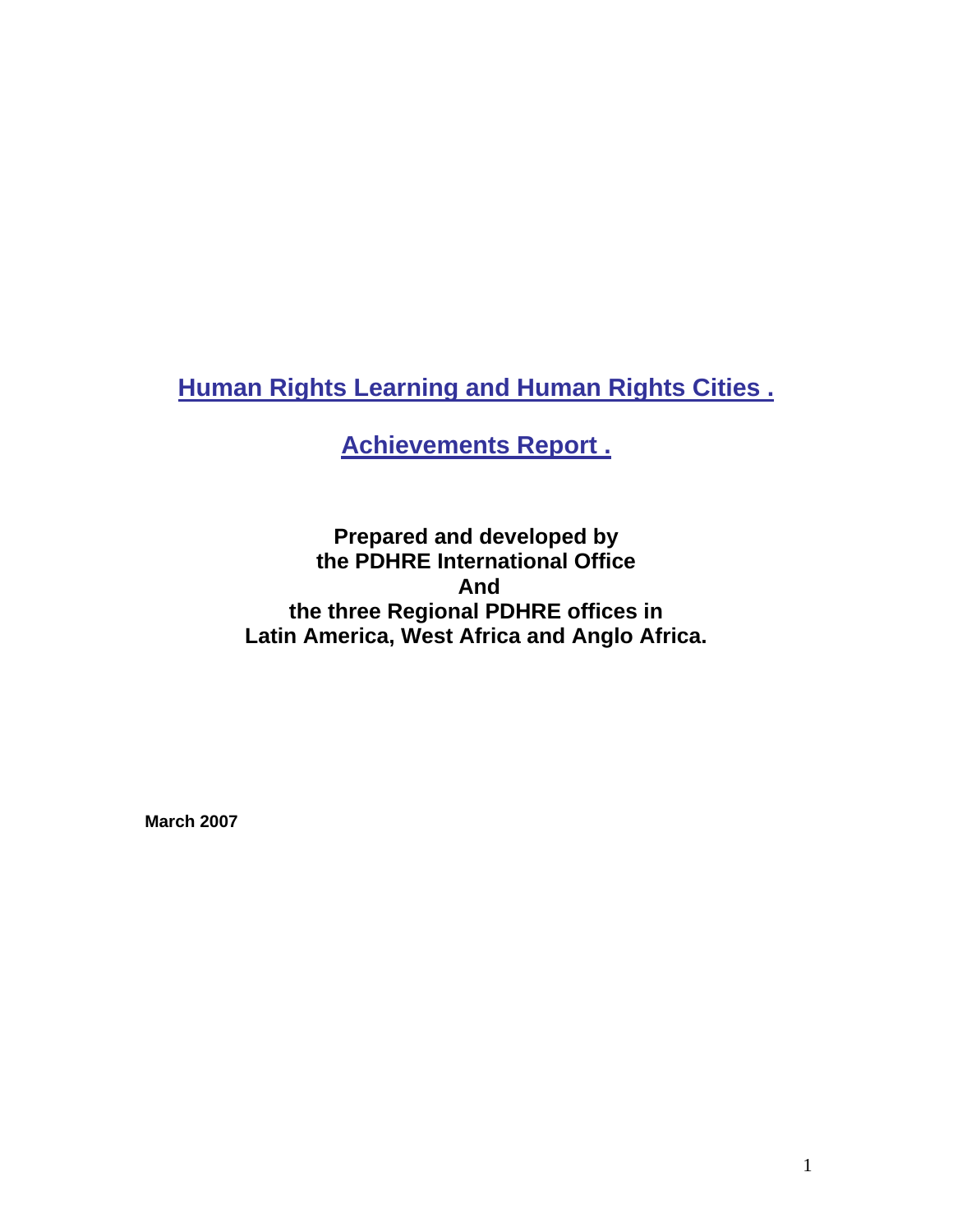# Human Rights Learning and Human Rights Cities .

## Achievements Report .

**Prepared and developed by**
**the PDHRE International Office**
**And**
**the three Regional PDHRE offices in**
**Latin America, West Africa and Anglo Africa.**

**March 2007**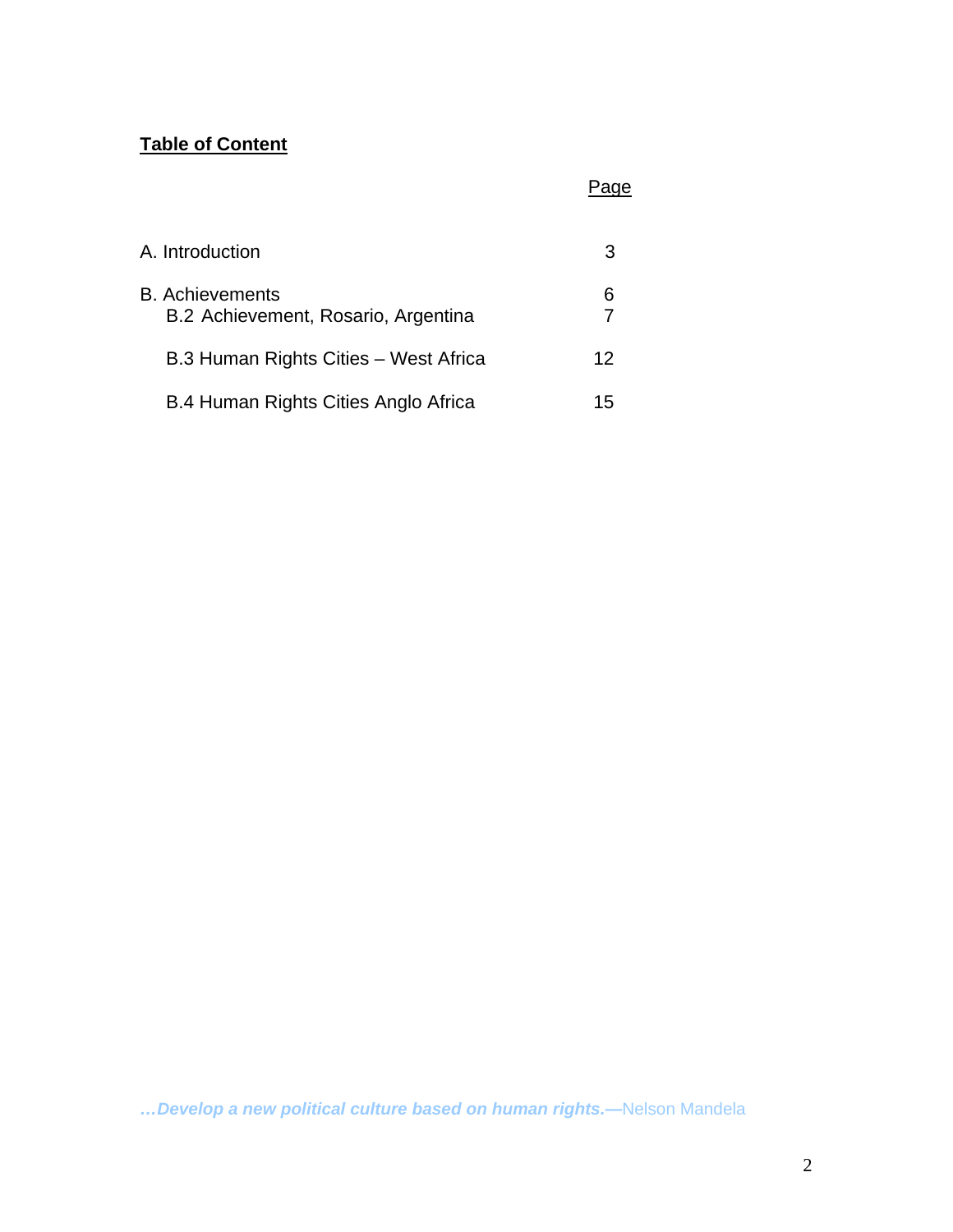**Table of Content**

| | Page |
|---|---|
| A. Introduction | 3 |
| B. Achievements | 6 |
| B.2 Achievement, Rosario, Argentina | 7 |
| B.3 Human Rights Cities – West Africa | 12 |
| B.4 Human Rights Cities Anglo Africa | 15 |

***…Develop a new political culture based on human rights.—***Nelson Mandela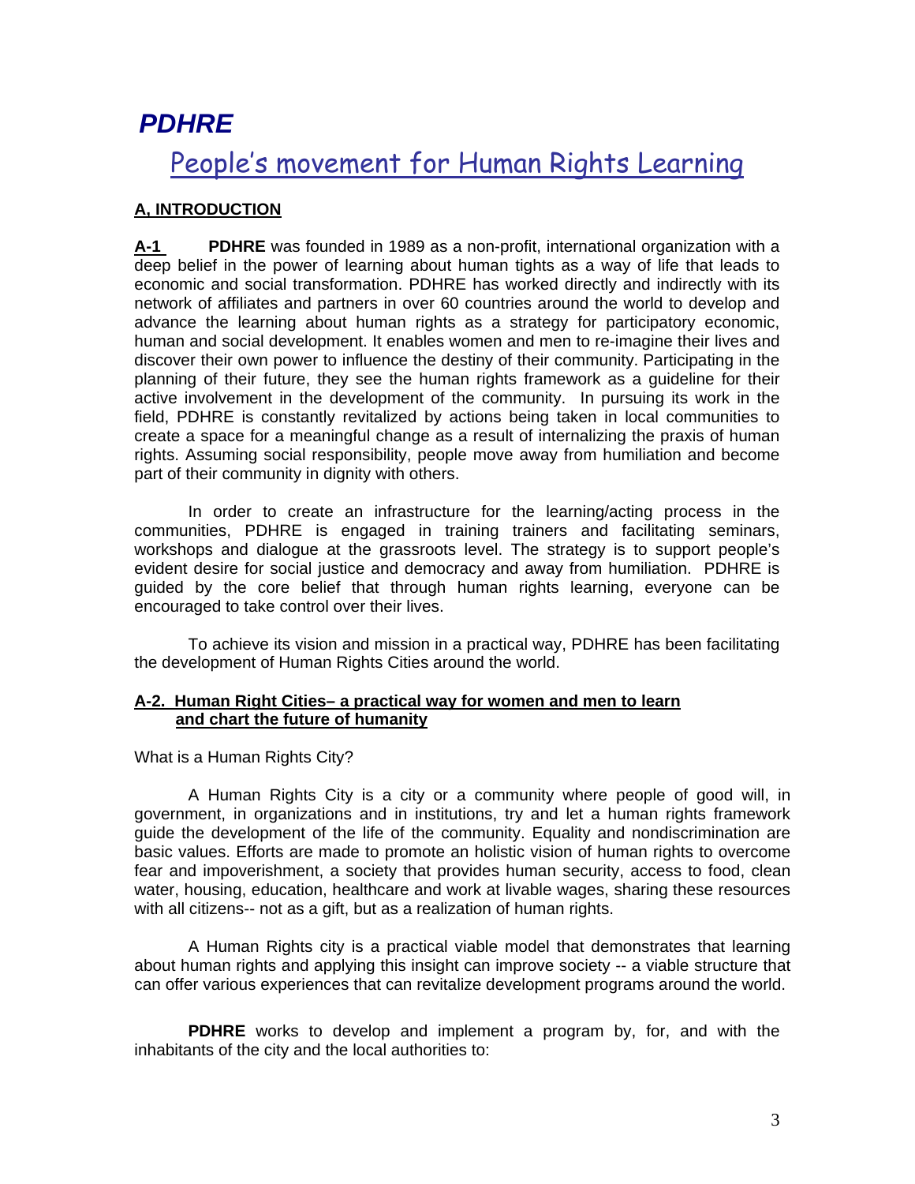# *PDHRE*

## People's movement for Human Rights Learning

### A, INTRODUCTION

**A-1** **PDHRE** was founded in 1989 as a non-profit, international organization with a deep belief in the power of learning about human tights as a way of life that leads to economic and social transformation. PDHRE has worked directly and indirectly with its network of affiliates and partners in over 60 countries around the world to develop and advance the learning about human rights as a strategy for participatory economic, human and social development. It enables women and men to re-imagine their lives and discover their own power to influence the destiny of their community. Participating in the planning of their future, they see the human rights framework as a guideline for their active involvement in the development of the community. In pursuing its work in the field, PDHRE is constantly revitalized by actions being taken in local communities to create a space for a meaningful change as a result of internalizing the praxis of human rights. Assuming social responsibility, people move away from humiliation and become part of their community in dignity with others.

In order to create an infrastructure for the learning/acting process in the communities, PDHRE is engaged in training trainers and facilitating seminars, workshops and dialogue at the grassroots level. The strategy is to support people's evident desire for social justice and democracy and away from humiliation. PDHRE is guided by the core belief that through human rights learning, everyone can be encouraged to take control over their lives.

To achieve its vision and mission in a practical way, PDHRE has been facilitating the development of Human Rights Cities around the world.

### A-2. Human Right Cities– a practical way for women and men to learn and chart the future of humanity

What is a Human Rights City?

A Human Rights City is a city or a community where people of good will, in government, in organizations and in institutions, try and let a human rights framework guide the development of the life of the community. Equality and nondiscrimination are basic values. Efforts are made to promote an holistic vision of human rights to overcome fear and impoverishment, a society that provides human security, access to food, clean water, housing, education, healthcare and work at livable wages, sharing these resources with all citizens-- not as a gift, but as a realization of human rights.

A Human Rights city is a practical viable model that demonstrates that learning about human rights and applying this insight can improve society -- a viable structure that can offer various experiences that can revitalize development programs around the world.

**PDHRE** works to develop and implement a program by, for, and with the inhabitants of the city and the local authorities to: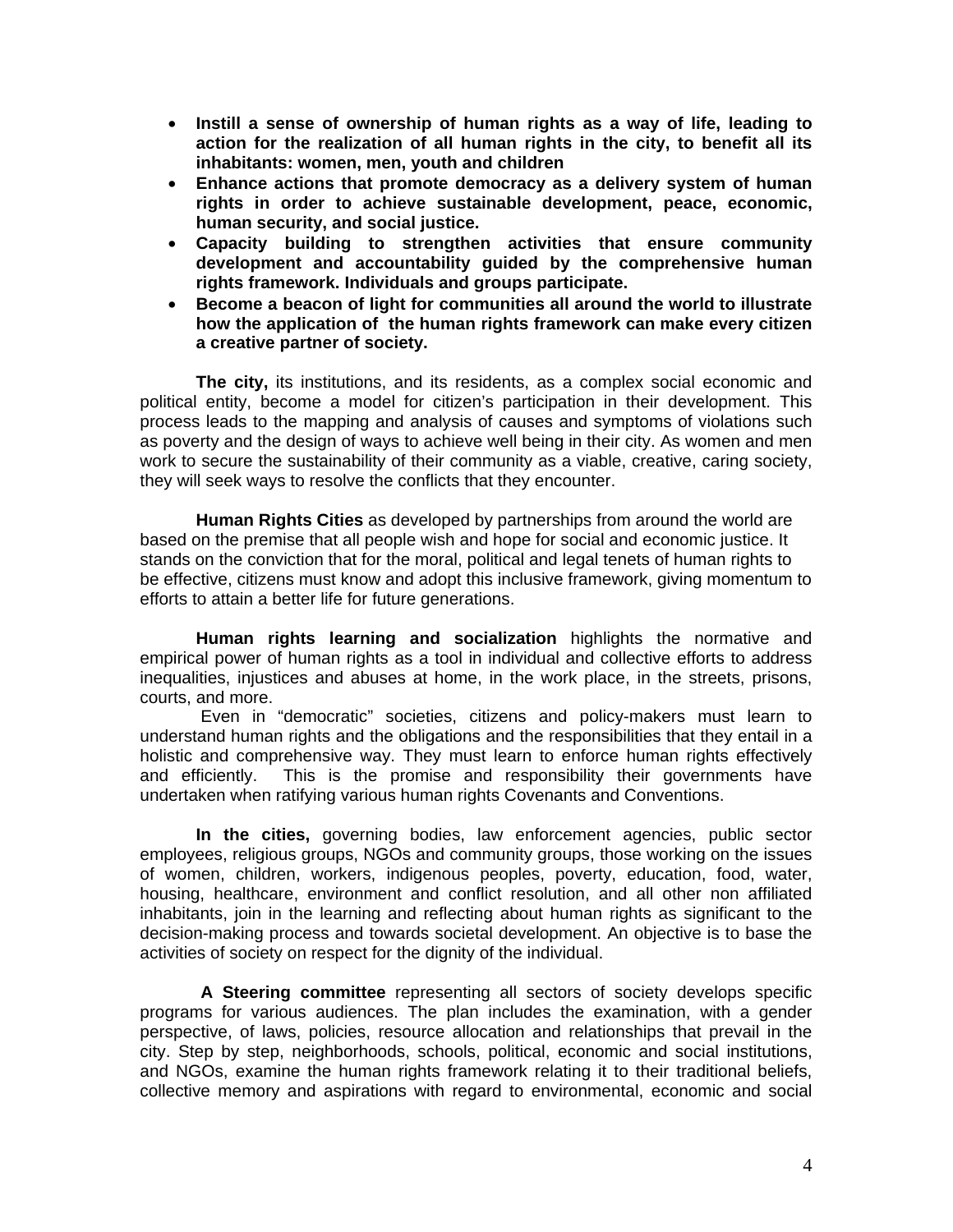- **Instill a sense of ownership of human rights as a way of life, leading to action for the realization of all human rights in the city, to benefit all its inhabitants: women, men, youth and children**
- **Enhance actions that promote democracy as a delivery system of human rights in order to achieve sustainable development, peace, economic, human security, and social justice.**
- **Capacity building to strengthen activities that ensure community development and accountability guided by the comprehensive human rights framework. Individuals and groups participate.**
- **Become a beacon of light for communities all around the world to illustrate how the application of the human rights framework can make every citizen a creative partner of society.**

**The city,** its institutions, and its residents, as a complex social economic and political entity, become a model for citizen's participation in their development. This process leads to the mapping and analysis of causes and symptoms of violations such as poverty and the design of ways to achieve well being in their city. As women and men work to secure the sustainability of their community as a viable, creative, caring society, they will seek ways to resolve the conflicts that they encounter.

**Human Rights Cities** as developed by partnerships from around the world are based on the premise that all people wish and hope for social and economic justice. It stands on the conviction that for the moral, political and legal tenets of human rights to be effective, citizens must know and adopt this inclusive framework, giving momentum to efforts to attain a better life for future generations.

**Human rights learning and socialization** highlights the normative and empirical power of human rights as a tool in individual and collective efforts to address inequalities, injustices and abuses at home, in the work place, in the streets, prisons, courts, and more.

Even in "democratic" societies, citizens and policy-makers must learn to understand human rights and the obligations and the responsibilities that they entail in a holistic and comprehensive way. They must learn to enforce human rights effectively and efficiently. This is the promise and responsibility their governments have undertaken when ratifying various human rights Covenants and Conventions.

**In the cities,** governing bodies, law enforcement agencies, public sector employees, religious groups, NGOs and community groups, those working on the issues of women, children, workers, indigenous peoples, poverty, education, food, water, housing, healthcare, environment and conflict resolution, and all other non affiliated inhabitants, join in the learning and reflecting about human rights as significant to the decision-making process and towards societal development. An objective is to base the activities of society on respect for the dignity of the individual.

**A Steering committee** representing all sectors of society develops specific programs for various audiences. The plan includes the examination, with a gender perspective, of laws, policies, resource allocation and relationships that prevail in the city. Step by step, neighborhoods, schools, political, economic and social institutions, and NGOs, examine the human rights framework relating it to their traditional beliefs, collective memory and aspirations with regard to environmental, economic and social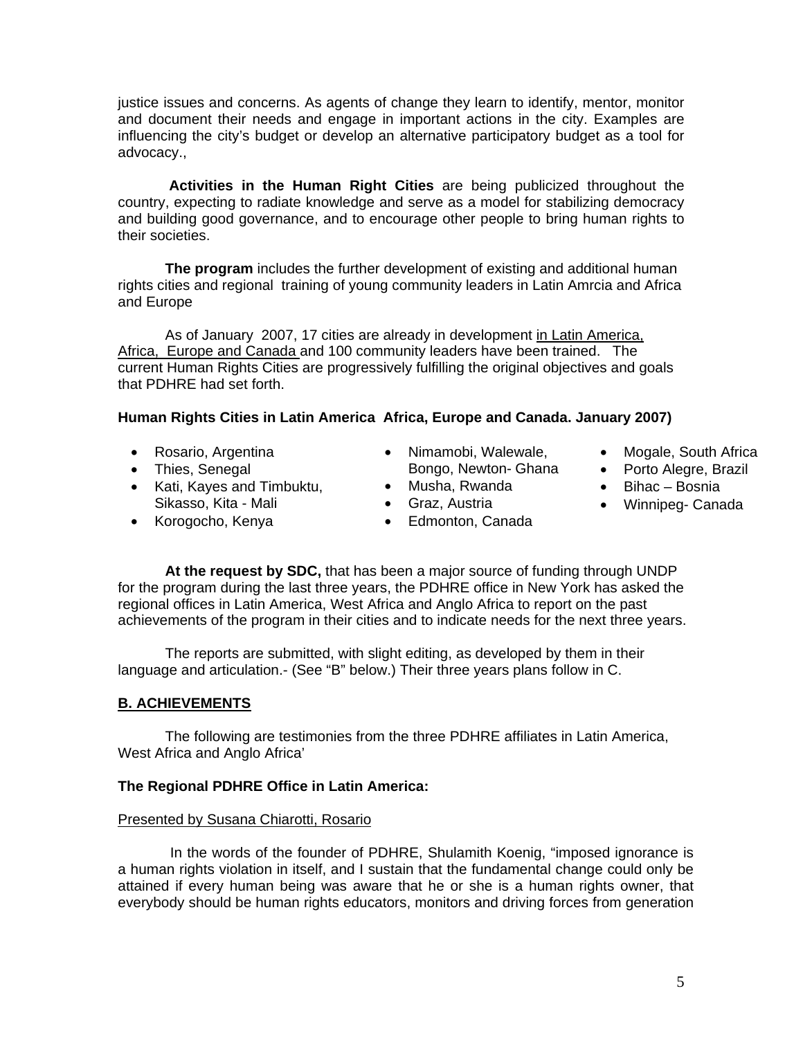justice issues and concerns. As agents of change they learn to identify, mentor, monitor and document their needs and engage in important actions in the city. Examples are influencing the city's budget or develop an alternative participatory budget as a tool for advocacy.,

**Activities in the Human Right Cities** are being publicized throughout the country, expecting to radiate knowledge and serve as a model for stabilizing democracy and building good governance, and to encourage other people to bring human rights to their societies.

**The program** includes the further development of existing and additional human rights cities and regional training of young community leaders in Latin Amrcia and Africa and Europe

As of January 2007, 17 cities are already in development in Latin America, Africa, Europe and Canada and 100 community leaders have been trained. The current Human Rights Cities are progressively fulfilling the original objectives and goals that PDHRE had set forth.

**Human Rights Cities in Latin America Africa, Europe and Canada. January 2007)**

- Rosario, Argentina
- Thies, Senegal
- Kati, Kayes and Timbuktu, Sikasso, Kita - Mali
- Korogocho, Kenya
- Nimamobi, Walewale, Bongo, Newton- Ghana
- Musha, Rwanda
- Graz, Austria
- Edmonton, Canada
- Mogale, South Africa
- Porto Alegre, Brazil
- Bihac – Bosnia
- Winnipeg- Canada

**At the request by SDC,** that has been a major source of funding through UNDP for the program during the last three years, the PDHRE office in New York has asked the regional offices in Latin America, West Africa and Anglo Africa to report on the past achievements of the program in their cities and to indicate needs for the next three years.

The reports are submitted, with slight editing, as developed by them in their language and articulation.- (See "B" below.) Their three years plans follow in C.

## B. ACHIEVEMENTS

The following are testimonies from the three PDHRE affiliates in Latin America, West Africa and Anglo Africa'

### The Regional PDHRE Office in Latin America:

Presented by Susana Chiarotti, Rosario

In the words of the founder of PDHRE, Shulamith Koenig, "imposed ignorance is a human rights violation in itself, and I sustain that the fundamental change could only be attained if every human being was aware that he or she is a human rights owner, that everybody should be human rights educators, monitors and driving forces from generation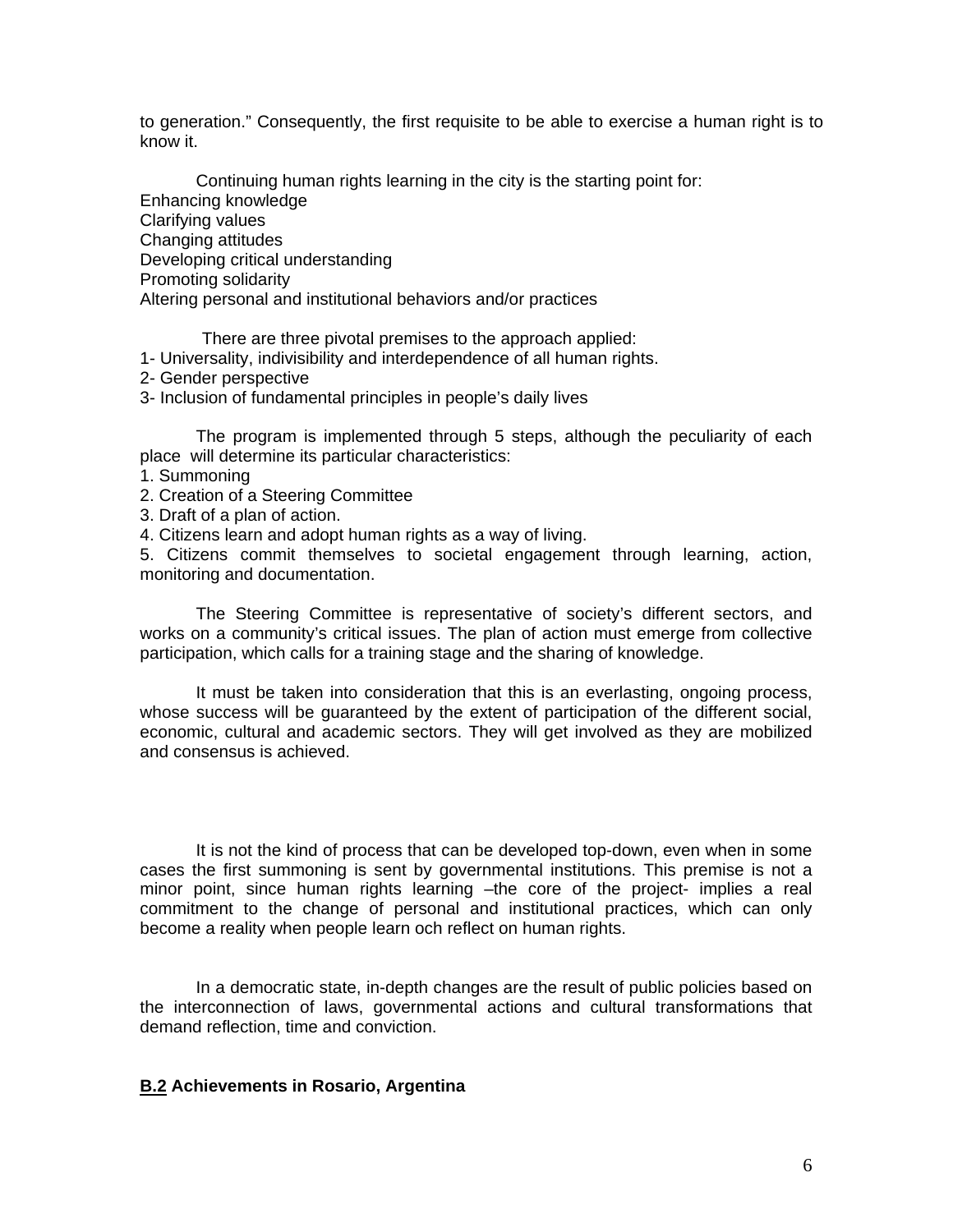to generation." Consequently, the first requisite to be able to exercise a human right is to know it.

Continuing human rights learning in the city is the starting point for:
Enhancing knowledge
Clarifying values
Changing attitudes
Developing critical understanding
Promoting solidarity
Altering personal and institutional behaviors and/or practices

There are three pivotal premises to the approach applied:
1- Universality, indivisibility and interdependence of all human rights.
2- Gender perspective
3- Inclusion of fundamental principles in people's daily lives

The program is implemented through 5 steps, although the peculiarity of each place will determine its particular characteristics:
1. Summoning
2. Creation of a Steering Committee
3. Draft of a plan of action.
4. Citizens learn and adopt human rights as a way of living.
5. Citizens commit themselves to societal engagement through learning, action, monitoring and documentation.

The Steering Committee is representative of society's different sectors, and works on a community's critical issues. The plan of action must emerge from collective participation, which calls for a training stage and the sharing of knowledge.

It must be taken into consideration that this is an everlasting, ongoing process, whose success will be guaranteed by the extent of participation of the different social, economic, cultural and academic sectors. They will get involved as they are mobilized and consensus is achieved.

It is not the kind of process that can be developed top-down, even when in some cases the first summoning is sent by governmental institutions. This premise is not a minor point, since human rights learning –the core of the project- implies a real commitment to the change of personal and institutional practices, which can only become a reality when people learn och reflect on human rights.

In a democratic state, in-depth changes are the result of public policies based on the interconnection of laws, governmental actions and cultural transformations that demand reflection, time and conviction.

**B.2 Achievements in Rosario, Argentina**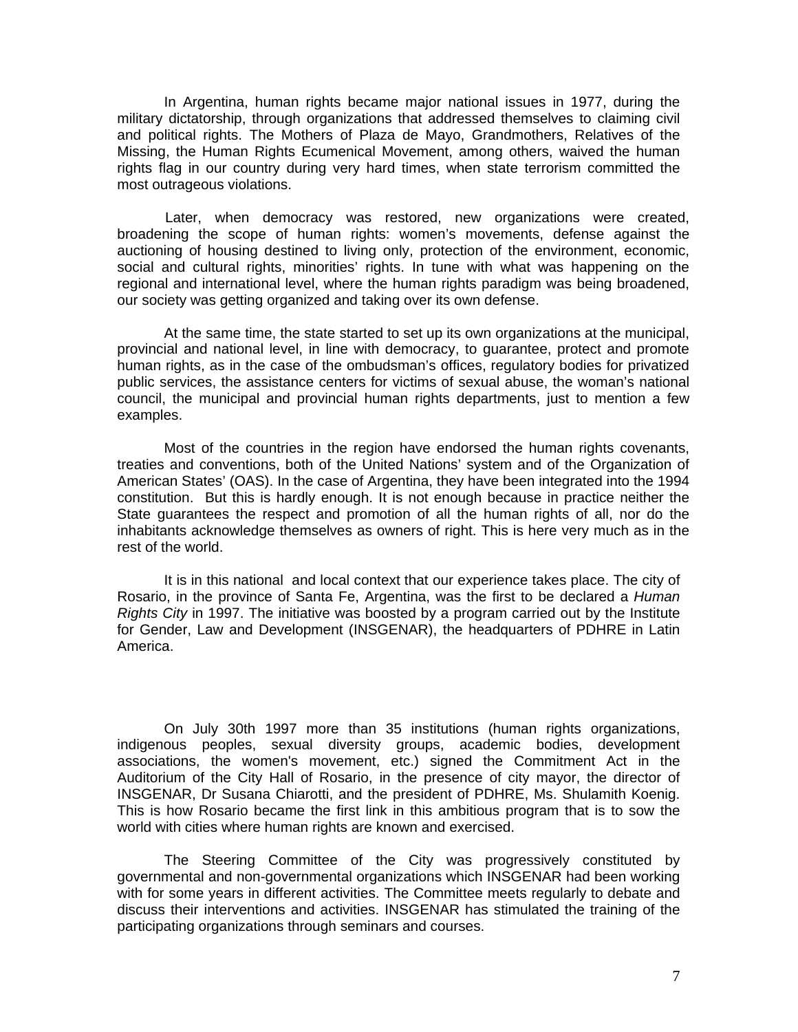In Argentina, human rights became major national issues in 1977, during the military dictatorship, through organizations that addressed themselves to claiming civil and political rights. The Mothers of Plaza de Mayo, Grandmothers, Relatives of the Missing, the Human Rights Ecumenical Movement, among others, waived the human rights flag in our country during very hard times, when state terrorism committed the most outrageous violations.

Later, when democracy was restored, new organizations were created, broadening the scope of human rights: women's movements, defense against the auctioning of housing destined to living only, protection of the environment, economic, social and cultural rights, minorities' rights. In tune with what was happening on the regional and international level, where the human rights paradigm was being broadened, our society was getting organized and taking over its own defense.

At the same time, the state started to set up its own organizations at the municipal, provincial and national level, in line with democracy, to guarantee, protect and promote human rights, as in the case of the ombudsman's offices, regulatory bodies for privatized public services, the assistance centers for victims of sexual abuse, the woman's national council, the municipal and provincial human rights departments, just to mention a few examples.

Most of the countries in the region have endorsed the human rights covenants, treaties and conventions, both of the United Nations' system and of the Organization of American States' (OAS). In the case of Argentina, they have been integrated into the 1994 constitution. But this is hardly enough. It is not enough because in practice neither the State guarantees the respect and promotion of all the human rights of all, nor do the inhabitants acknowledge themselves as owners of right. This is here very much as in the rest of the world.

It is in this national and local context that our experience takes place. The city of Rosario, in the province of Santa Fe, Argentina, was the first to be declared a *Human Rights City* in 1997. The initiative was boosted by a program carried out by the Institute for Gender, Law and Development (INSGENAR), the headquarters of PDHRE in Latin America.

On July 30th 1997 more than 35 institutions (human rights organizations, indigenous peoples, sexual diversity groups, academic bodies, development associations, the women's movement, etc.) signed the Commitment Act in the Auditorium of the City Hall of Rosario, in the presence of city mayor, the director of INSGENAR, Dr Susana Chiarotti, and the president of PDHRE, Ms. Shulamith Koenig. This is how Rosario became the first link in this ambitious program that is to sow the world with cities where human rights are known and exercised.

The Steering Committee of the City was progressively constituted by governmental and non-governmental organizations which INSGENAR had been working with for some years in different activities. The Committee meets regularly to debate and discuss their interventions and activities. INSGENAR has stimulated the training of the participating organizations through seminars and courses.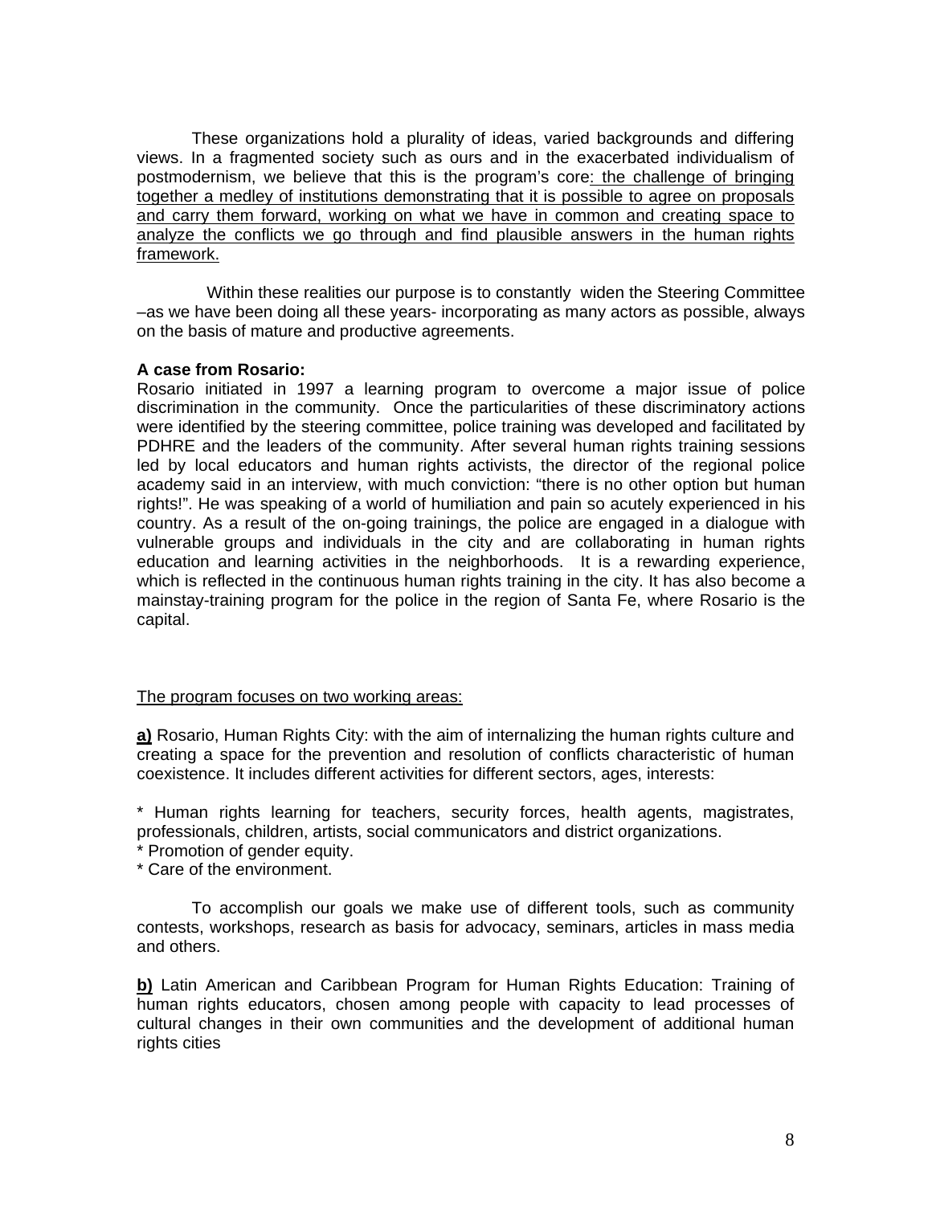These organizations hold a plurality of ideas, varied backgrounds and differing views. In a fragmented society such as ours and in the exacerbated individualism of postmodernism, we believe that this is the program's core: <u>the challenge of bringing together a medley of institutions demonstrating that it is possible to agree on proposals and carry them forward, working on what we have in common and creating space to analyze the conflicts we go through and find plausible answers in the human rights framework.</u>

Within these realities our purpose is to constantly widen the Steering Committee –as we have been doing all these years- incorporating as many actors as possible, always on the basis of mature and productive agreements.

**A case from Rosario:**

Rosario initiated in 1997 a learning program to overcome a major issue of police discrimination in the community. Once the particularities of these discriminatory actions were identified by the steering committee, police training was developed and facilitated by PDHRE and the leaders of the community. After several human rights training sessions led by local educators and human rights activists, the director of the regional police academy said in an interview, with much conviction: "there is no other option but human rights!". He was speaking of a world of humiliation and pain so acutely experienced in his country. As a result of the on-going trainings, the police are engaged in a dialogue with vulnerable groups and individuals in the city and are collaborating in human rights education and learning activities in the neighborhoods. It is a rewarding experience, which is reflected in the continuous human rights training in the city. It has also become a mainstay-training program for the police in the region of Santa Fe, where Rosario is the capital.

<u>The program focuses on two working areas:</u>

**<u>a)</u>** Rosario, Human Rights City: with the aim of internalizing the human rights culture and creating a space for the prevention and resolution of conflicts characteristic of human coexistence. It includes different activities for different sectors, ages, interests:

* Human rights learning for teachers, security forces, health agents, magistrates, professionals, children, artists, social communicators and district organizations.
* Promotion of gender equity.
* Care of the environment.

To accomplish our goals we make use of different tools, such as community contests, workshops, research as basis for advocacy, seminars, articles in mass media and others.

**<u>b)</u>** Latin American and Caribbean Program for Human Rights Education: Training of human rights educators, chosen among people with capacity to lead processes of cultural changes in their own communities and the development of additional human rights cities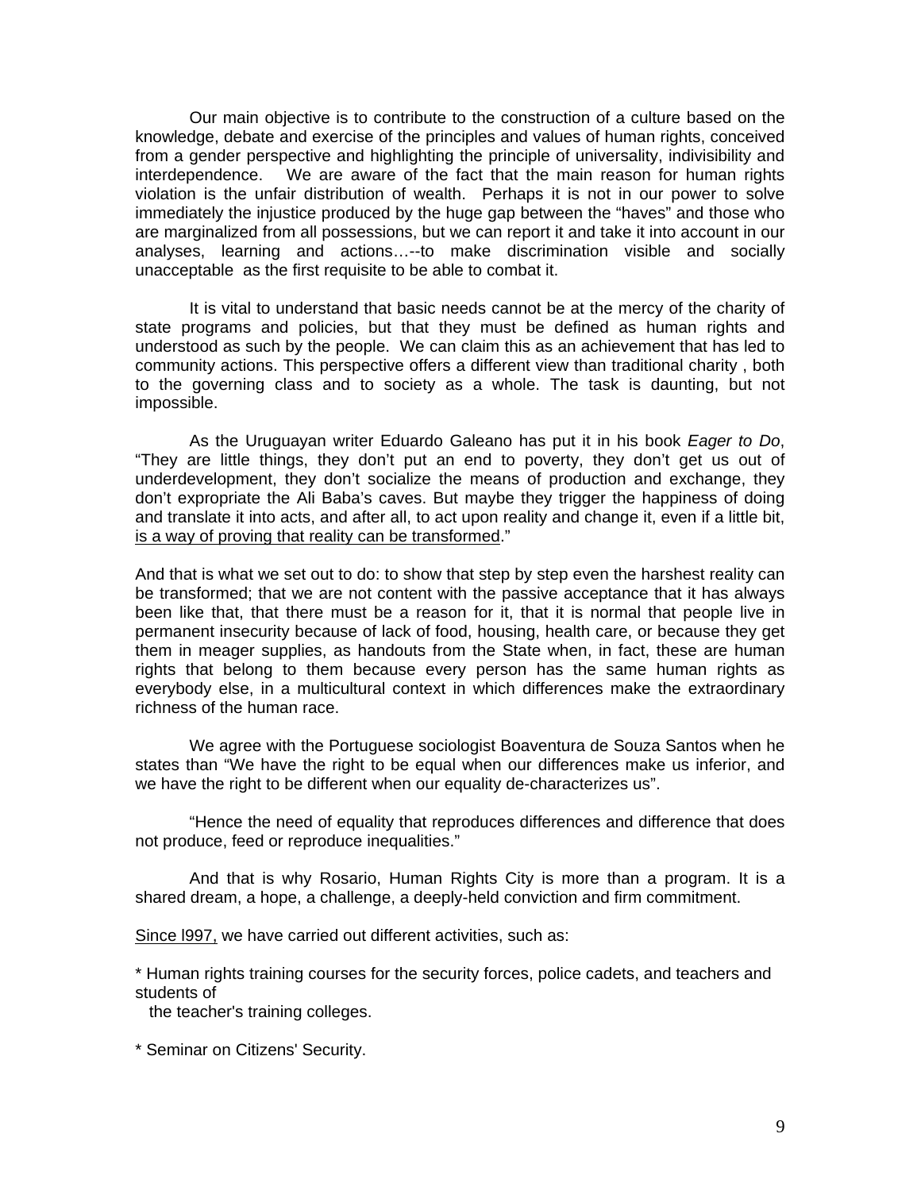Our main objective is to contribute to the construction of a culture based on the knowledge, debate and exercise of the principles and values of human rights, conceived from a gender perspective and highlighting the principle of universality, indivisibility and interdependence. We are aware of the fact that the main reason for human rights violation is the unfair distribution of wealth. Perhaps it is not in our power to solve immediately the injustice produced by the huge gap between the "haves" and those who are marginalized from all possessions, but we can report it and take it into account in our analyses, learning and actions…--to make discrimination visible and socially unacceptable as the first requisite to be able to combat it.

It is vital to understand that basic needs cannot be at the mercy of the charity of state programs and policies, but that they must be defined as human rights and understood as such by the people. We can claim this as an achievement that has led to community actions. This perspective offers a different view than traditional charity , both to the governing class and to society as a whole. The task is daunting, but not impossible.

As the Uruguayan writer Eduardo Galeano has put it in his book *Eager to Do*, "They are little things, they don't put an end to poverty, they don't get us out of underdevelopment, they don't socialize the means of production and exchange, they don't expropriate the Ali Baba's caves. But maybe they trigger the happiness of doing and translate it into acts, and after all, to act upon reality and change it, even if a little bit, <u>is a way of proving that reality can be transformed</u>."

And that is what we set out to do: to show that step by step even the harshest reality can be transformed; that we are not content with the passive acceptance that it has always been like that, that there must be a reason for it, that it is normal that people live in permanent insecurity because of lack of food, housing, health care, or because they get them in meager supplies, as handouts from the State when, in fact, these are human rights that belong to them because every person has the same human rights as everybody else, in a multicultural context in which differences make the extraordinary richness of the human race.

We agree with the Portuguese sociologist Boaventura de Souza Santos when he states than "We have the right to be equal when our differences make us inferior, and we have the right to be different when our equality de-characterizes us".

"Hence the need of equality that reproduces differences and difference that does not produce, feed or reproduce inequalities."

And that is why Rosario, Human Rights City is more than a program. It is a shared dream, a hope, a challenge, a deeply-held conviction and firm commitment.

<u>Since l997,</u> we have carried out different activities, such as:

* Human rights training courses for the security forces, police cadets, and teachers and students of the teacher's training colleges.

* Seminar on Citizens' Security.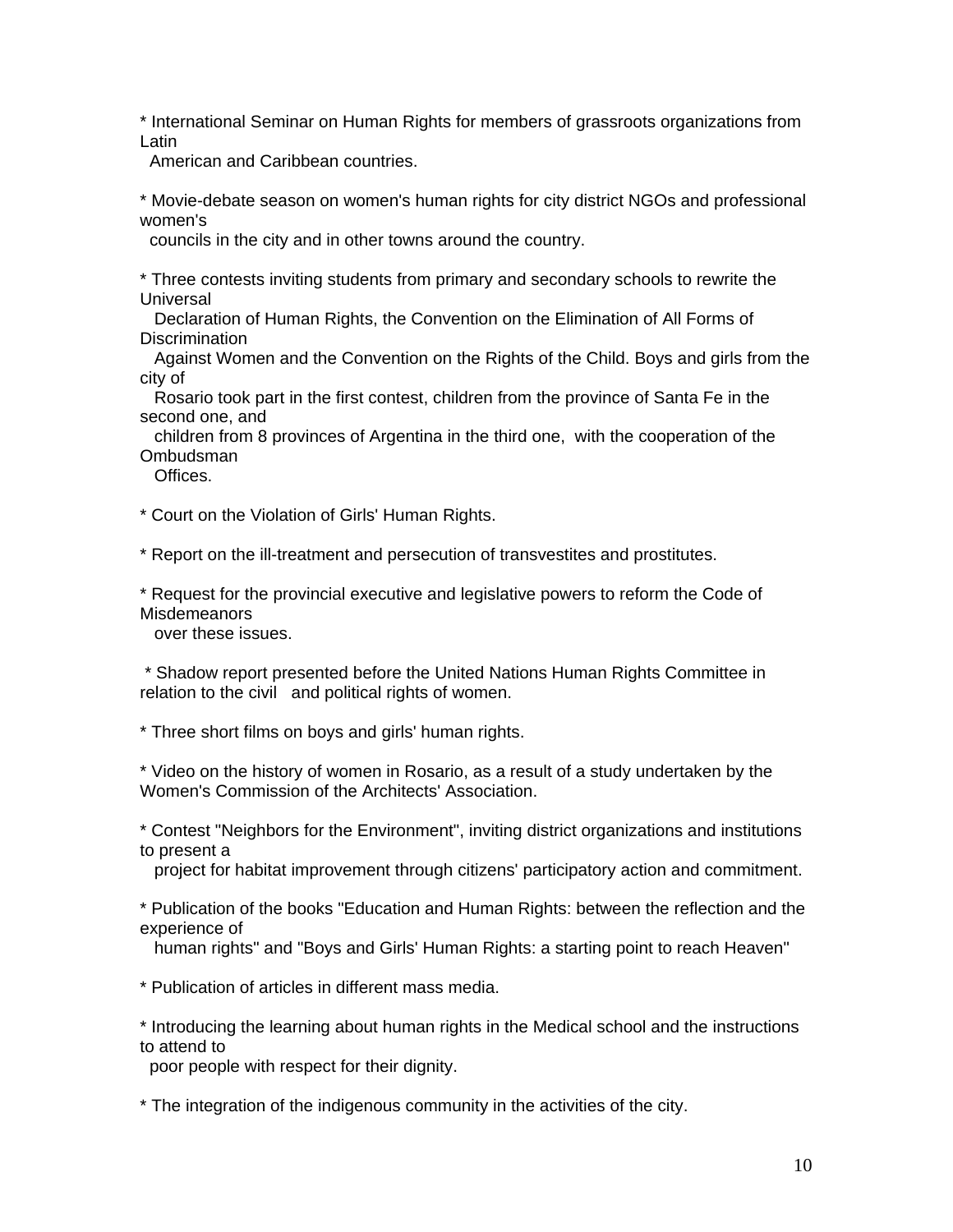* International Seminar on Human Rights for members of grassroots organizations from Latin American and Caribbean countries.

* Movie-debate season on women's human rights for city district NGOs and professional women's councils in the city and in other towns around the country.

* Three contests inviting students from primary and secondary schools to rewrite the Universal Declaration of Human Rights, the Convention on the Elimination of All Forms of Discrimination Against Women and the Convention on the Rights of the Child. Boys and girls from the city of Rosario took part in the first contest, children from the province of Santa Fe in the second one, and children from 8 provinces of Argentina in the third one, with the cooperation of the Ombudsman Offices.

* Court on the Violation of Girls' Human Rights.

* Report on the ill-treatment and persecution of transvestites and prostitutes.

* Request for the provincial executive and legislative powers to reform the Code of Misdemeanors over these issues.

* Shadow report presented before the United Nations Human Rights Committee in relation to the civil and political rights of women.

* Three short films on boys and girls' human rights.

* Video on the history of women in Rosario, as a result of a study undertaken by the Women's Commission of the Architects' Association.

* Contest "Neighbors for the Environment", inviting district organizations and institutions to present a project for habitat improvement through citizens' participatory action and commitment.

* Publication of the books "Education and Human Rights: between the reflection and the experience of human rights" and "Boys and Girls' Human Rights: a starting point to reach Heaven"

* Publication of articles in different mass media.

* Introducing the learning about human rights in the Medical school and the instructions to attend to poor people with respect for their dignity.

* The integration of the indigenous community in the activities of the city.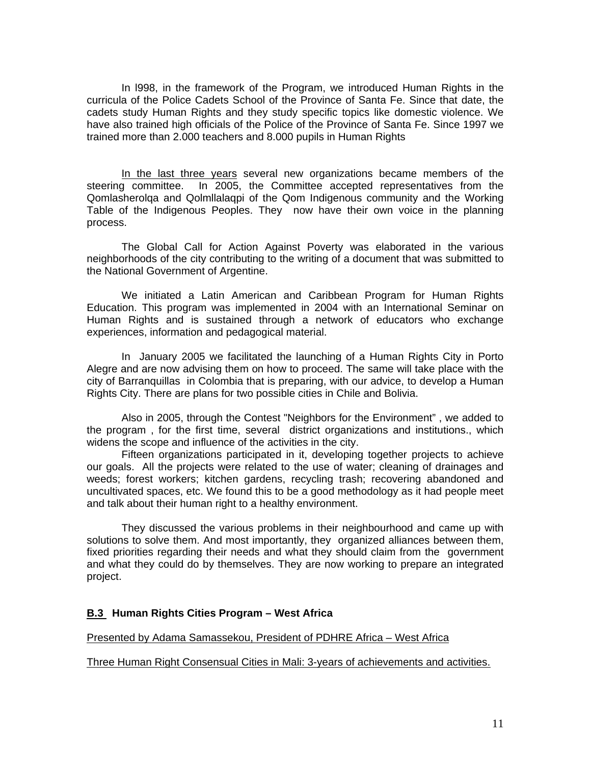In l998, in the framework of the Program, we introduced Human Rights in the curricula of the Police Cadets School of the Province of Santa Fe. Since that date, the cadets study Human Rights and they study specific topics like domestic violence. We have also trained high officials of the Police of the Province of Santa Fe. Since 1997 we trained more than 2.000 teachers and 8.000 pupils in Human Rights

<u>In the last three years</u> several new organizations became members of the steering committee. In 2005, the Committee accepted representatives from the Qomlasherolqa and Qolmllalaqpi of the Qom Indigenous community and the Working Table of the Indigenous Peoples. They now have their own voice in the planning process.

The Global Call for Action Against Poverty was elaborated in the various neighborhoods of the city contributing to the writing of a document that was submitted to the National Government of Argentine.

We initiated a Latin American and Caribbean Program for Human Rights Education. This program was implemented in 2004 with an International Seminar on Human Rights and is sustained through a network of educators who exchange experiences, information and pedagogical material.

In January 2005 we facilitated the launching of a Human Rights City in Porto Alegre and are now advising them on how to proceed. The same will take place with the city of Barranquillas in Colombia that is preparing, with our advice, to develop a Human Rights City. There are plans for two possible cities in Chile and Bolivia.

Also in 2005, through the Contest "Neighbors for the Environment" , we added to the program , for the first time, several district organizations and institutions., which widens the scope and influence of the activities in the city.

Fifteen organizations participated in it, developing together projects to achieve our goals. All the projects were related to the use of water; cleaning of drainages and weeds; forest workers; kitchen gardens, recycling trash; recovering abandoned and uncultivated spaces, etc. We found this to be a good methodology as it had people meet and talk about their human right to a healthy environment.

They discussed the various problems in their neighbourhood and came up with solutions to solve them. And most importantly, they organized alliances between them, fixed priorities regarding their needs and what they should claim from the government and what they could do by themselves. They are now working to prepare an integrated project.

### B.3 Human Rights Cities Program – West Africa

<u>Presented by Adama Samassekou, President of PDHRE Africa – West Africa</u>

<u>Three Human Right Consensual Cities in Mali: 3-years of achievements and activities.</u>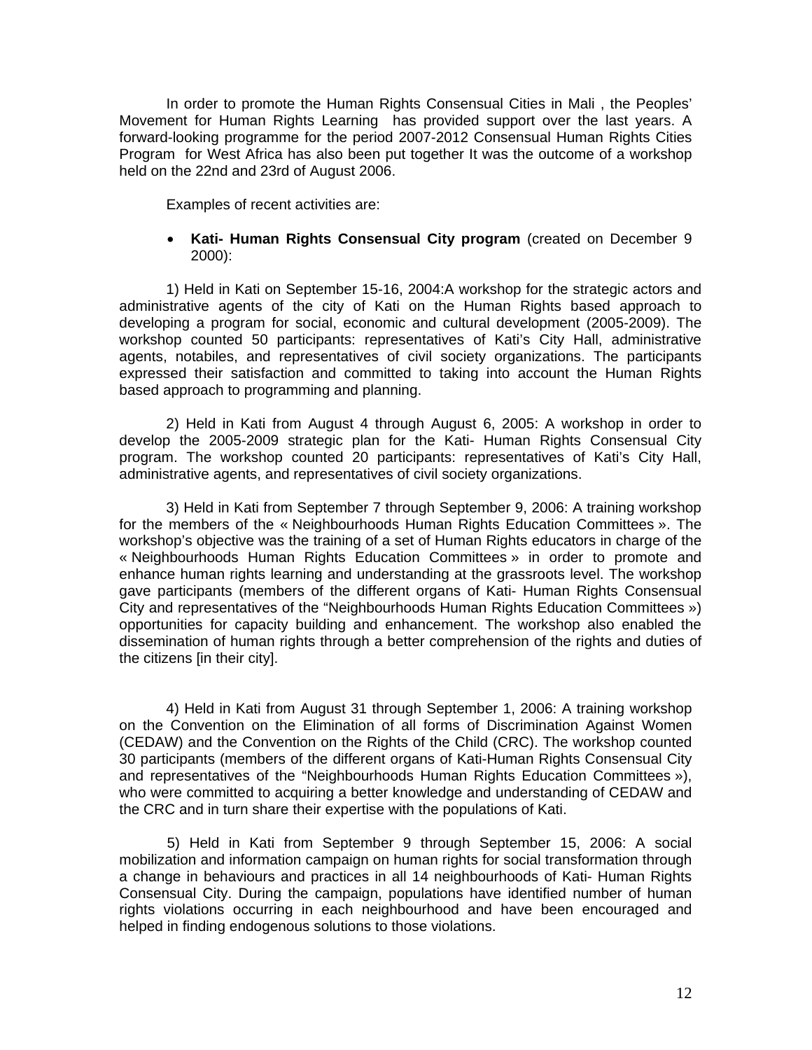In order to promote the Human Rights Consensual Cities in Mali , the Peoples' Movement for Human Rights Learning has provided support over the last years. A forward-looking programme for the period 2007-2012 Consensual Human Rights Cities Program for West Africa has also been put together It was the outcome of a workshop held on the 22nd and 23rd of August 2006.

Examples of recent activities are:

- **Kati- Human Rights Consensual City program** (created on December 9 2000):

1) Held in Kati on September 15-16, 2004:A workshop for the strategic actors and administrative agents of the city of Kati on the Human Rights based approach to developing a program for social, economic and cultural development (2005-2009). The workshop counted 50 participants: representatives of Kati's City Hall, administrative agents, notabiles, and representatives of civil society organizations. The participants expressed their satisfaction and committed to taking into account the Human Rights based approach to programming and planning.

2) Held in Kati from August 4 through August 6, 2005: A workshop in order to develop the 2005-2009 strategic plan for the Kati- Human Rights Consensual City program. The workshop counted 20 participants: representatives of Kati's City Hall, administrative agents, and representatives of civil society organizations.

3) Held in Kati from September 7 through September 9, 2006: A training workshop for the members of the « Neighbourhoods Human Rights Education Committees ». The workshop's objective was the training of a set of Human Rights educators in charge of the « Neighbourhoods Human Rights Education Committees » in order to promote and enhance human rights learning and understanding at the grassroots level. The workshop gave participants (members of the different organs of Kati- Human Rights Consensual City and representatives of the "Neighbourhoods Human Rights Education Committees ») opportunities for capacity building and enhancement. The workshop also enabled the dissemination of human rights through a better comprehension of the rights and duties of the citizens [in their city].

4) Held in Kati from August 31 through September 1, 2006: A training workshop on the Convention on the Elimination of all forms of Discrimination Against Women (CEDAW) and the Convention on the Rights of the Child (CRC). The workshop counted 30 participants (members of the different organs of Kati-Human Rights Consensual City and representatives of the "Neighbourhoods Human Rights Education Committees »), who were committed to acquiring a better knowledge and understanding of CEDAW and the CRC and in turn share their expertise with the populations of Kati.

5) Held in Kati from September 9 through September 15, 2006: A social mobilization and information campaign on human rights for social transformation through a change in behaviours and practices in all 14 neighbourhoods of Kati- Human Rights Consensual City. During the campaign, populations have identified number of human rights violations occurring in each neighbourhood and have been encouraged and helped in finding endogenous solutions to those violations.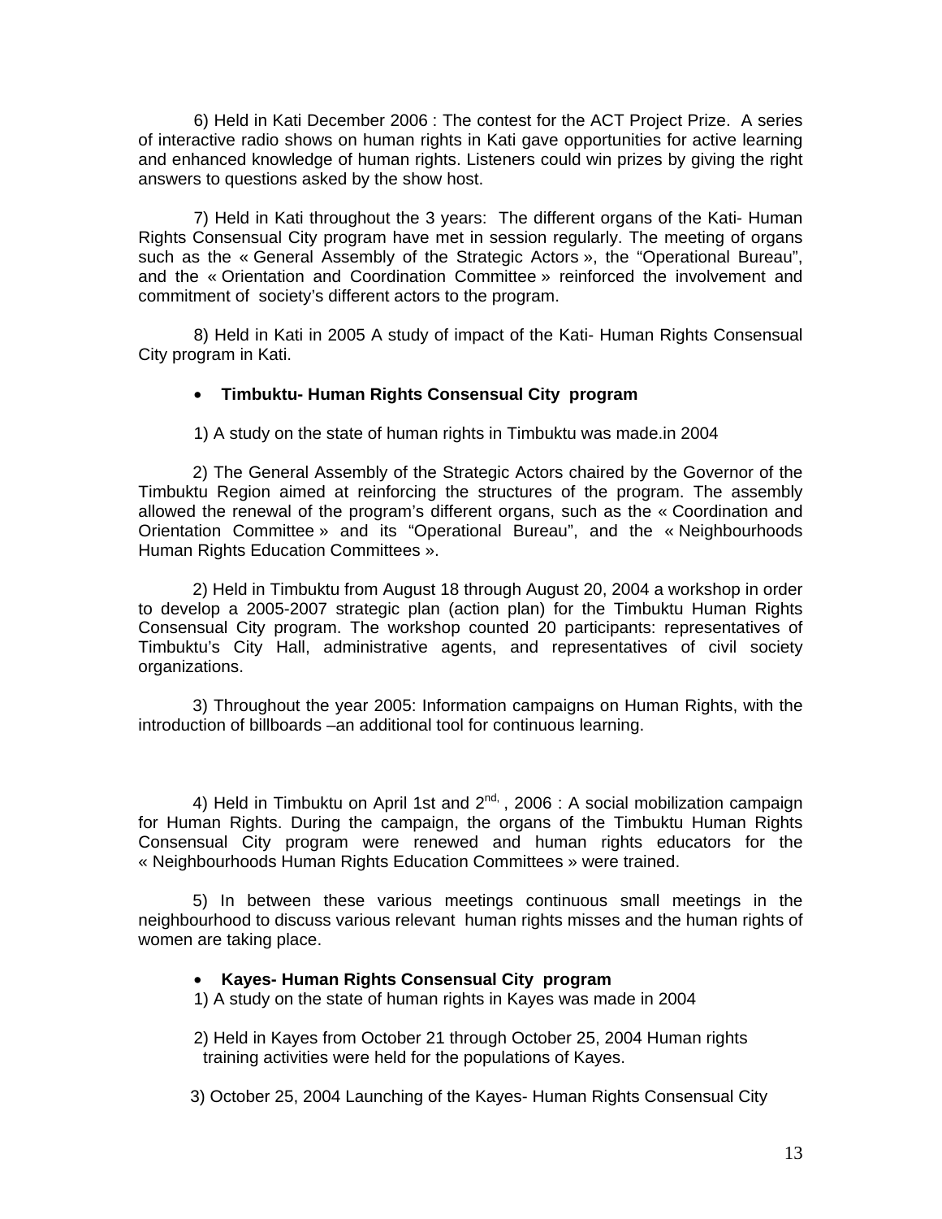6) Held in Kati December 2006 : The contest for the ACT Project Prize. A series of interactive radio shows on human rights in Kati gave opportunities for active learning and enhanced knowledge of human rights. Listeners could win prizes by giving the right answers to questions asked by the show host.

7) Held in Kati throughout the 3 years: The different organs of the Kati- Human Rights Consensual City program have met in session regularly. The meeting of organs such as the « General Assembly of the Strategic Actors », the "Operational Bureau", and the « Orientation and Coordination Committee » reinforced the involvement and commitment of society's different actors to the program.

8) Held in Kati in 2005 A study of impact of the Kati- Human Rights Consensual City program in Kati.

- **Timbuktu- Human Rights Consensual City program**

1) A study on the state of human rights in Timbuktu was made.in 2004

2) The General Assembly of the Strategic Actors chaired by the Governor of the Timbuktu Region aimed at reinforcing the structures of the program. The assembly allowed the renewal of the program's different organs, such as the « Coordination and Orientation Committee » and its "Operational Bureau", and the « Neighbourhoods Human Rights Education Committees ».

2) Held in Timbuktu from August 18 through August 20, 2004 a workshop in order to develop a 2005-2007 strategic plan (action plan) for the Timbuktu Human Rights Consensual City program. The workshop counted 20 participants: representatives of Timbuktu's City Hall, administrative agents, and representatives of civil society organizations.

3) Throughout the year 2005: Information campaigns on Human Rights, with the introduction of billboards –an additional tool for continuous learning.

4) Held in Timbuktu on April 1st and 2nd, , 2006 : A social mobilization campaign for Human Rights. During the campaign, the organs of the Timbuktu Human Rights Consensual City program were renewed and human rights educators for the « Neighbourhoods Human Rights Education Committees » were trained.

5) In between these various meetings continuous small meetings in the neighbourhood to discuss various relevant human rights misses and the human rights of women are taking place.

- **Kayes- Human Rights Consensual City program**

1) A study on the state of human rights in Kayes was made in 2004

2) Held in Kayes from October 21 through October 25, 2004 Human rights training activities were held for the populations of Kayes.

3) October 25, 2004 Launching of the Kayes- Human Rights Consensual City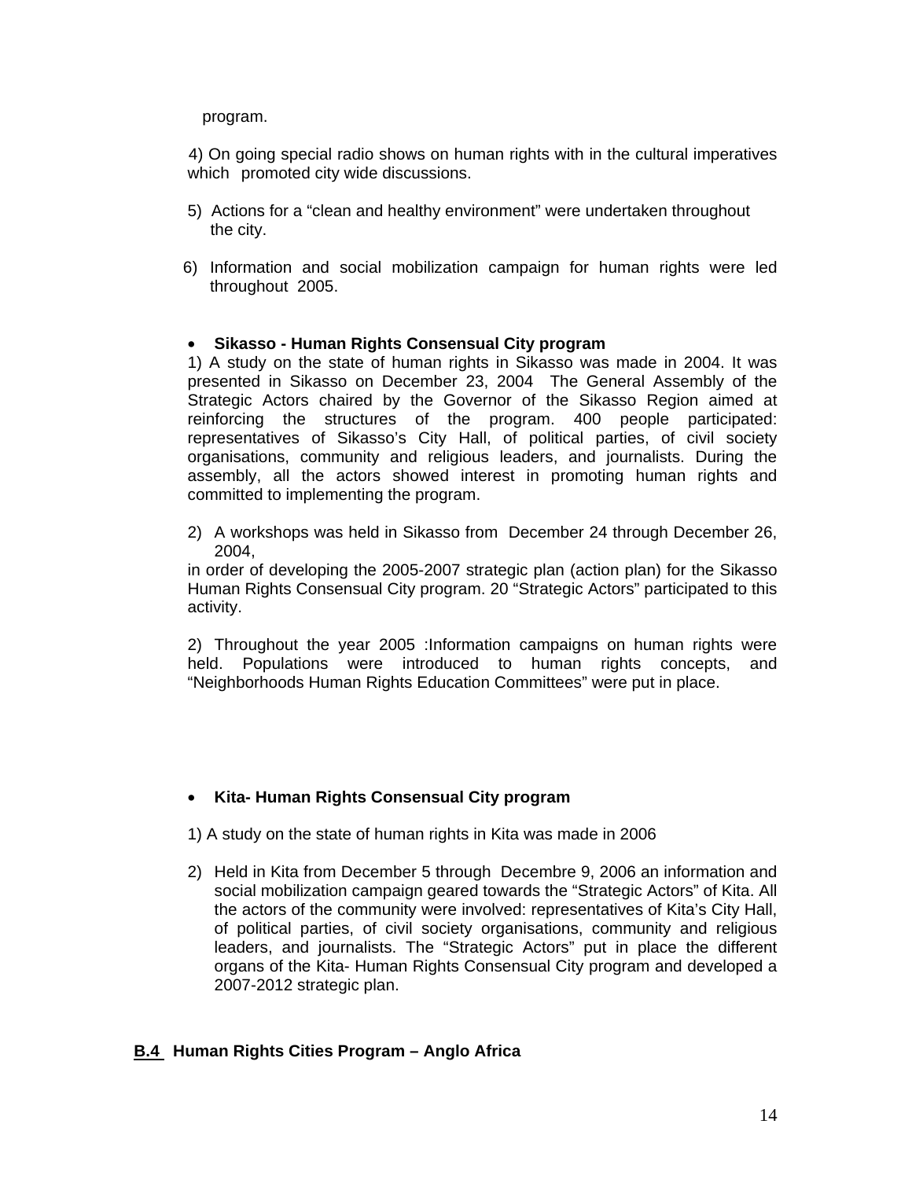program.

4) On going special radio shows on human rights with in the cultural imperatives which promoted city wide discussions.

5) Actions for a “clean and healthy environment” were undertaken throughout the city.

6) Information and social mobilization campaign for human rights were led throughout 2005.

- **Sikasso - Human Rights Consensual City program**

1) A study on the state of human rights in Sikasso was made in 2004. It was presented in Sikasso on December 23, 2004 The General Assembly of the Strategic Actors chaired by the Governor of the Sikasso Region aimed at reinforcing the structures of the program. 400 people participated: representatives of Sikasso’s City Hall, of political parties, of civil society organisations, community and religious leaders, and journalists. During the assembly, all the actors showed interest in promoting human rights and committed to implementing the program.

2) A workshops was held in Sikasso from December 24 through December 26, 2004,
in order of developing the 2005-2007 strategic plan (action plan) for the Sikasso Human Rights Consensual City program. 20 “Strategic Actors” participated to this activity.

2) Throughout the year 2005 :Information campaigns on human rights were held. Populations were introduced to human rights concepts, and “Neighborhoods Human Rights Education Committees” were put in place.

- **Kita- Human Rights Consensual City program**

1) A study on the state of human rights in Kita was made in 2006

2) Held in Kita from December 5 through Decembre 9, 2006 an information and social mobilization campaign geared towards the “Strategic Actors” of Kita. All the actors of the community were involved: representatives of Kita’s City Hall, of political parties, of civil society organisations, community and religious leaders, and journalists. The “Strategic Actors” put in place the different organs of the Kita- Human Rights Consensual City program and developed a 2007-2012 strategic plan.

### B.4 Human Rights Cities Program – Anglo Africa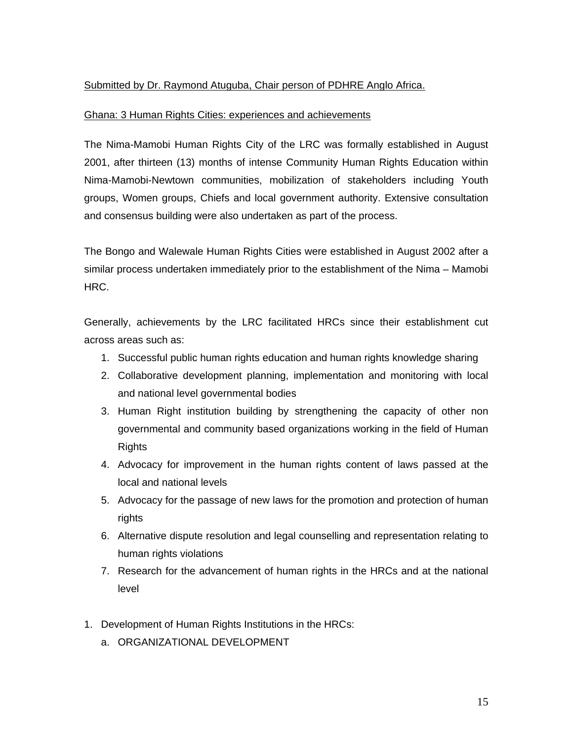Submitted by Dr. Raymond Atuguba, Chair person of PDHRE Anglo Africa.

Ghana: 3 Human Rights Cities: experiences and achievements

The Nima-Mamobi Human Rights City of the LRC was formally established in August 2001, after thirteen (13) months of intense Community Human Rights Education within Nima-Mamobi-Newtown communities, mobilization of stakeholders including Youth groups, Women groups, Chiefs and local government authority. Extensive consultation and consensus building were also undertaken as part of the process.

The Bongo and Walewale Human Rights Cities were established in August 2002 after a similar process undertaken immediately prior to the establishment of the Nima – Mamobi HRC.

Generally, achievements by the LRC facilitated HRCs since their establishment cut across areas such as:

1. Successful public human rights education and human rights knowledge sharing
2. Collaborative development planning, implementation and monitoring with local and national level governmental bodies
3. Human Right institution building by strengthening the capacity of other non governmental and community based organizations working in the field of Human Rights
4. Advocacy for improvement in the human rights content of laws passed at the local and national levels
5. Advocacy for the passage of new laws for the promotion and protection of human rights
6. Alternative dispute resolution and legal counselling and representation relating to human rights violations
7. Research for the advancement of human rights in the HRCs and at the national level

1. Development of Human Rights Institutions in the HRCs:
   a. ORGANIZATIONAL DEVELOPMENT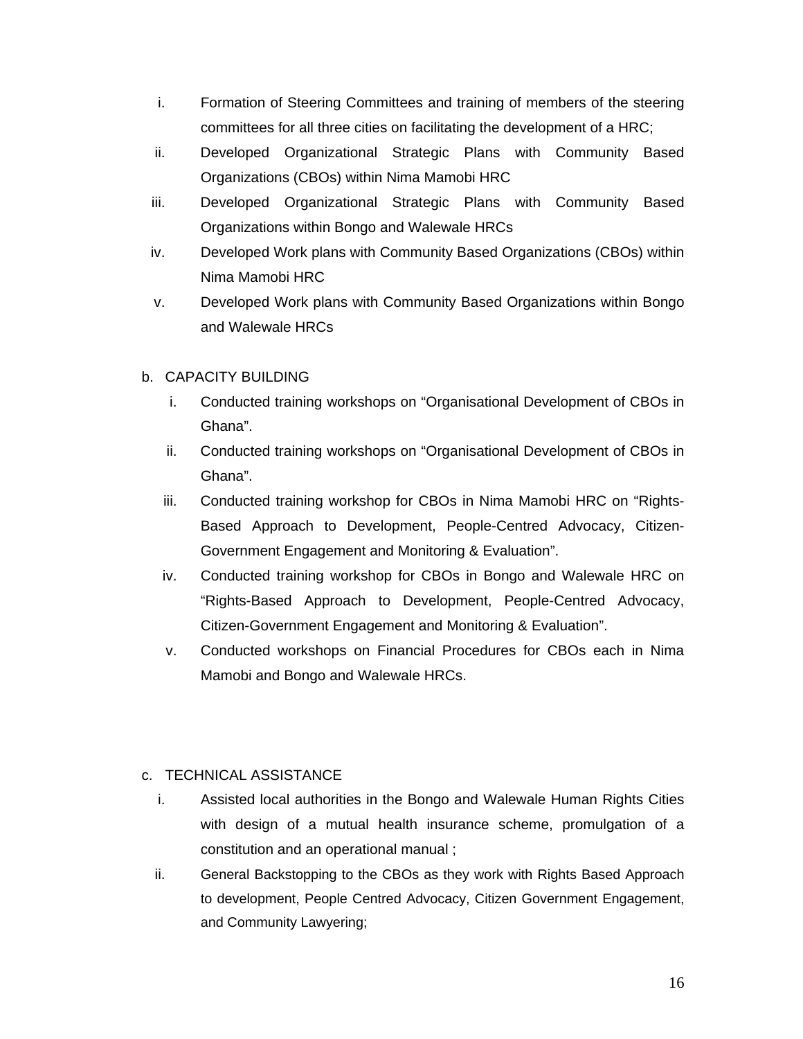i. Formation of Steering Committees and training of members of the steering committees for all three cities on facilitating the development of a HRC;
ii. Developed Organizational Strategic Plans with Community Based Organizations (CBOs) within Nima Mamobi HRC
iii. Developed Organizational Strategic Plans with Community Based Organizations within Bongo and Walewale HRCs
iv. Developed Work plans with Community Based Organizations (CBOs) within Nima Mamobi HRC
v. Developed Work plans with Community Based Organizations within Bongo and Walewale HRCs

b. CAPACITY BUILDING

i. Conducted training workshops on "Organisational Development of CBOs in Ghana".
ii. Conducted training workshops on "Organisational Development of CBOs in Ghana".
iii. Conducted training workshop for CBOs in Nima Mamobi HRC on "Rights-Based Approach to Development, People-Centred Advocacy, Citizen-Government Engagement and Monitoring & Evaluation".
iv. Conducted training workshop for CBOs in Bongo and Walewale HRC on "Rights-Based Approach to Development, People-Centred Advocacy, Citizen-Government Engagement and Monitoring & Evaluation".
v. Conducted workshops on Financial Procedures for CBOs each in Nima Mamobi and Bongo and Walewale HRCs.

c. TECHNICAL ASSISTANCE

i. Assisted local authorities in the Bongo and Walewale Human Rights Cities with design of a mutual health insurance scheme, promulgation of a constitution and an operational manual ;
ii. General Backstopping to the CBOs as they work with Rights Based Approach to development, People Centred Advocacy, Citizen Government Engagement, and Community Lawyering;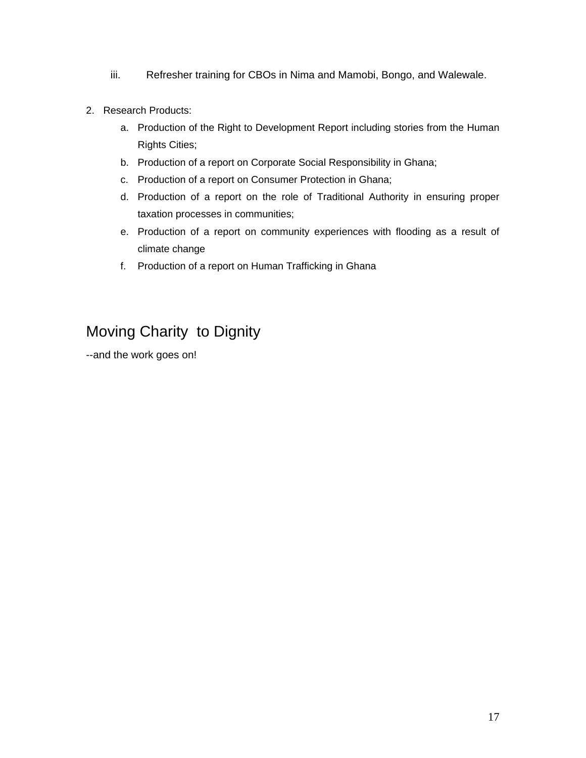iii. Refresher training for CBOs in Nima and Mamobi, Bongo, and Walewale.

2. Research Products:
   a. Production of the Right to Development Report including stories from the Human Rights Cities;
   b. Production of a report on Corporate Social Responsibility in Ghana;
   c. Production of a report on Consumer Protection in Ghana;
   d. Production of a report on the role of Traditional Authority in ensuring proper taxation processes in communities;
   e. Production of a report on community experiences with flooding as a result of climate change
   f. Production of a report on Human Trafficking in Ghana

## Moving Charity to Dignity

--and the work goes on!